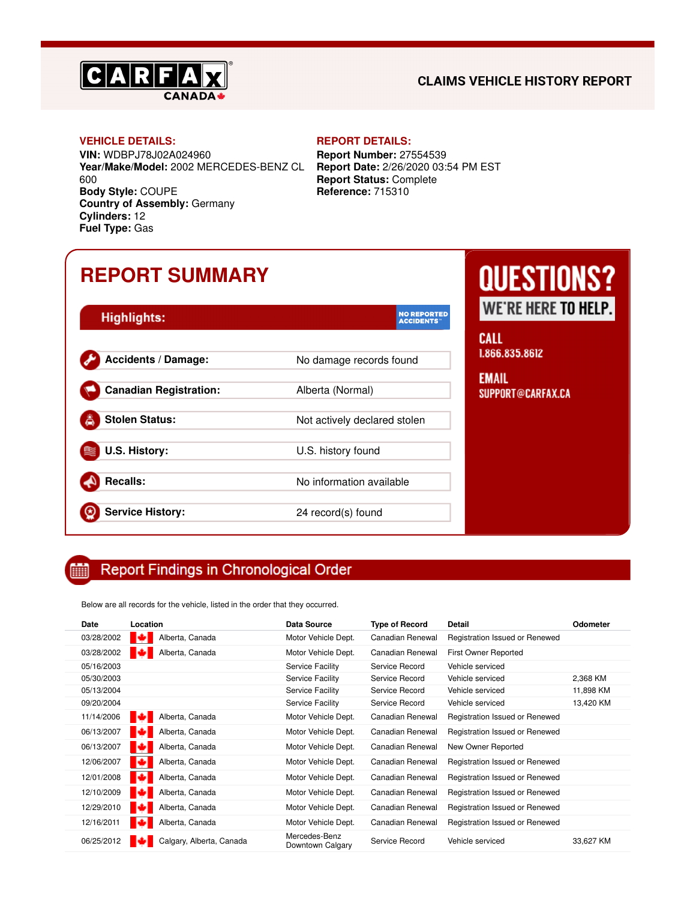**CARFAX CANADA**

## CLAIMS VEHICLE HISTORY REPORT

**VEHICLE DETAILS:**

**VIN:** WDBPJ78J02A024960
**Year/Make/Model:** 2002 MERCEDES-BENZ CL 600
**Body Style:** COUPE
**Country of Assembly:** Germany
**Cylinders:** 12
**Fuel Type:** Gas

**REPORT DETAILS:**

**Report Number:** 27554539
**Report Date:** 2/26/2020 03:54 PM EST
**Report Status:** Complete
**Reference:** 715310

# REPORT SUMMARY

**Highlights:** NO REPORTED ACCIDENTS™

| | |
|---|---|
| **Accidents / Damage:** | No damage records found |
| **Canadian Registration:** | Alberta (Normal) |
| **Stolen Status:** | Not actively declared stolen |
| **U.S. History:** | U.S. history found |
| **Recalls:** | No information available |
| **Service History:** | 24 record(s) found |

**QUESTIONS? WE'RE HERE TO HELP.**

**CALL**
1.866.835.8612

**EMAIL**
SUPPORT@CARFAX.CA

## Report Findings in Chronological Order

Below are all records for the vehicle, listed in the order that they occurred.

| Date | Location | Data Source | Type of Record | Detail | Odometer |
|---|---|---|---|---|---|
| 03/28/2002 | Alberta, Canada | Motor Vehicle Dept. | Canadian Renewal | Registration Issued or Renewed | |
| 03/28/2002 | Alberta, Canada | Motor Vehicle Dept. | Canadian Renewal | First Owner Reported | |
| 05/16/2003 | | Service Facility | Service Record | Vehicle serviced | |
| 05/30/2003 | | Service Facility | Service Record | Vehicle serviced | 2,368 KM |
| 05/13/2004 | | Service Facility | Service Record | Vehicle serviced | 11,898 KM |
| 09/20/2004 | | Service Facility | Service Record | Vehicle serviced | 13,420 KM |
| 11/14/2006 | Alberta, Canada | Motor Vehicle Dept. | Canadian Renewal | Registration Issued or Renewed | |
| 06/13/2007 | Alberta, Canada | Motor Vehicle Dept. | Canadian Renewal | Registration Issued or Renewed | |
| 06/13/2007 | Alberta, Canada | Motor Vehicle Dept. | Canadian Renewal | New Owner Reported | |
| 12/06/2007 | Alberta, Canada | Motor Vehicle Dept. | Canadian Renewal | Registration Issued or Renewed | |
| 12/01/2008 | Alberta, Canada | Motor Vehicle Dept. | Canadian Renewal | Registration Issued or Renewed | |
| 12/10/2009 | Alberta, Canada | Motor Vehicle Dept. | Canadian Renewal | Registration Issued or Renewed | |
| 12/29/2010 | Alberta, Canada | Motor Vehicle Dept. | Canadian Renewal | Registration Issued or Renewed | |
| 12/16/2011 | Alberta, Canada | Motor Vehicle Dept. | Canadian Renewal | Registration Issued or Renewed | |
| 06/25/2012 | Calgary, Alberta, Canada | Mercedes-Benz Downtown Calgary | Service Record | Vehicle serviced | 33,627 KM |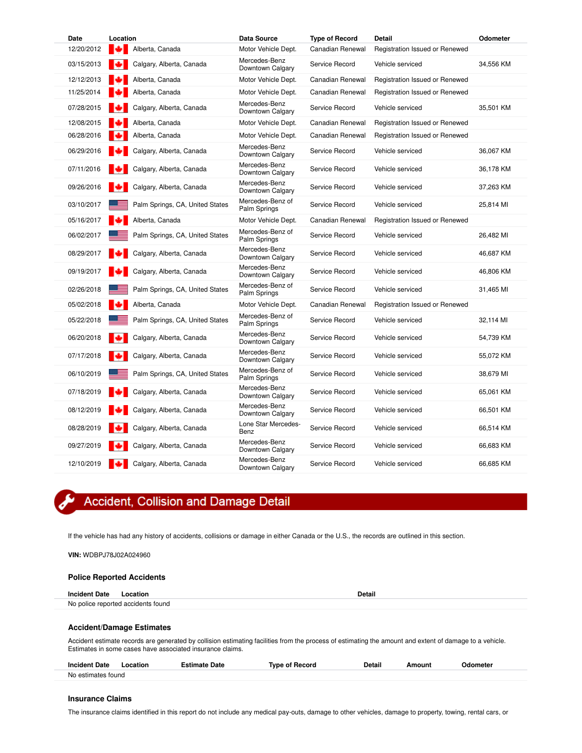| Date | Location | Data Source | Type of Record | Detail | Odometer |
|---|---|---|---|---|---|
| 12/20/2012 | Alberta, Canada | Motor Vehicle Dept. | Canadian Renewal | Registration Issued or Renewed | |
| 03/15/2013 | Calgary, Alberta, Canada | Mercedes-Benz Downtown Calgary | Service Record | Vehicle serviced | 34,556 KM |
| 12/12/2013 | Alberta, Canada | Motor Vehicle Dept. | Canadian Renewal | Registration Issued or Renewed | |
| 11/25/2014 | Alberta, Canada | Motor Vehicle Dept. | Canadian Renewal | Registration Issued or Renewed | |
| 07/28/2015 | Calgary, Alberta, Canada | Mercedes-Benz Downtown Calgary | Service Record | Vehicle serviced | 35,501 KM |
| 12/08/2015 | Alberta, Canada | Motor Vehicle Dept. | Canadian Renewal | Registration Issued or Renewed | |
| 06/28/2016 | Alberta, Canada | Motor Vehicle Dept. | Canadian Renewal | Registration Issued or Renewed | |
| 06/29/2016 | Calgary, Alberta, Canada | Mercedes-Benz Downtown Calgary | Service Record | Vehicle serviced | 36,067 KM |
| 07/11/2016 | Calgary, Alberta, Canada | Mercedes-Benz Downtown Calgary | Service Record | Vehicle serviced | 36,178 KM |
| 09/26/2016 | Calgary, Alberta, Canada | Mercedes-Benz Downtown Calgary | Service Record | Vehicle serviced | 37,263 KM |
| 03/10/2017 | Palm Springs, CA, United States | Mercedes-Benz of Palm Springs | Service Record | Vehicle serviced | 25,814 MI |
| 05/16/2017 | Alberta, Canada | Motor Vehicle Dept. | Canadian Renewal | Registration Issued or Renewed | |
| 06/02/2017 | Palm Springs, CA, United States | Mercedes-Benz of Palm Springs | Service Record | Vehicle serviced | 26,482 MI |
| 08/29/2017 | Calgary, Alberta, Canada | Mercedes-Benz Downtown Calgary | Service Record | Vehicle serviced | 46,687 KM |
| 09/19/2017 | Calgary, Alberta, Canada | Mercedes-Benz Downtown Calgary | Service Record | Vehicle serviced | 46,806 KM |
| 02/26/2018 | Palm Springs, CA, United States | Mercedes-Benz of Palm Springs | Service Record | Vehicle serviced | 31,465 MI |
| 05/02/2018 | Alberta, Canada | Motor Vehicle Dept. | Canadian Renewal | Registration Issued or Renewed | |
| 05/22/2018 | Palm Springs, CA, United States | Mercedes-Benz of Palm Springs | Service Record | Vehicle serviced | 32,114 MI |
| 06/20/2018 | Calgary, Alberta, Canada | Mercedes-Benz Downtown Calgary | Service Record | Vehicle serviced | 54,739 KM |
| 07/17/2018 | Calgary, Alberta, Canada | Mercedes-Benz Downtown Calgary | Service Record | Vehicle serviced | 55,072 KM |
| 06/10/2019 | Palm Springs, CA, United States | Mercedes-Benz of Palm Springs | Service Record | Vehicle serviced | 38,679 MI |
| 07/18/2019 | Calgary, Alberta, Canada | Mercedes-Benz Downtown Calgary | Service Record | Vehicle serviced | 65,061 KM |
| 08/12/2019 | Calgary, Alberta, Canada | Mercedes-Benz Downtown Calgary | Service Record | Vehicle serviced | 66,501 KM |
| 08/28/2019 | Calgary, Alberta, Canada | Lone Star Mercedes-Benz | Service Record | Vehicle serviced | 66,514 KM |
| 09/27/2019 | Calgary, Alberta, Canada | Mercedes-Benz Downtown Calgary | Service Record | Vehicle serviced | 66,683 KM |
| 12/10/2019 | Calgary, Alberta, Canada | Mercedes-Benz Downtown Calgary | Service Record | Vehicle serviced | 66,685 KM |

## Accident, Collision and Damage Detail

If the vehicle has had any history of accidents, collisions or damage in either Canada or the U.S., the records are outlined in this section.

**VIN:** WDBPJ78J02A024960

### Police Reported Accidents

| Incident Date | Location | Detail |
|---|---|---|
| No police reported accidents found | | |

### Accident/Damage Estimates

Accident estimate records are generated by collision estimating facilities from the process of estimating the amount and extent of damage to a vehicle. Estimates in some cases have associated insurance claims.

| Incident Date | Location | Estimate Date | Type of Record | Detail | Amount | Odometer |
|---|---|---|---|---|---|---|
| No estimates found | | | | | | |

### Insurance Claims

The insurance claims identified in this report do not include any medical pay-outs, damage to other vehicles, damage to property, towing, rental cars, or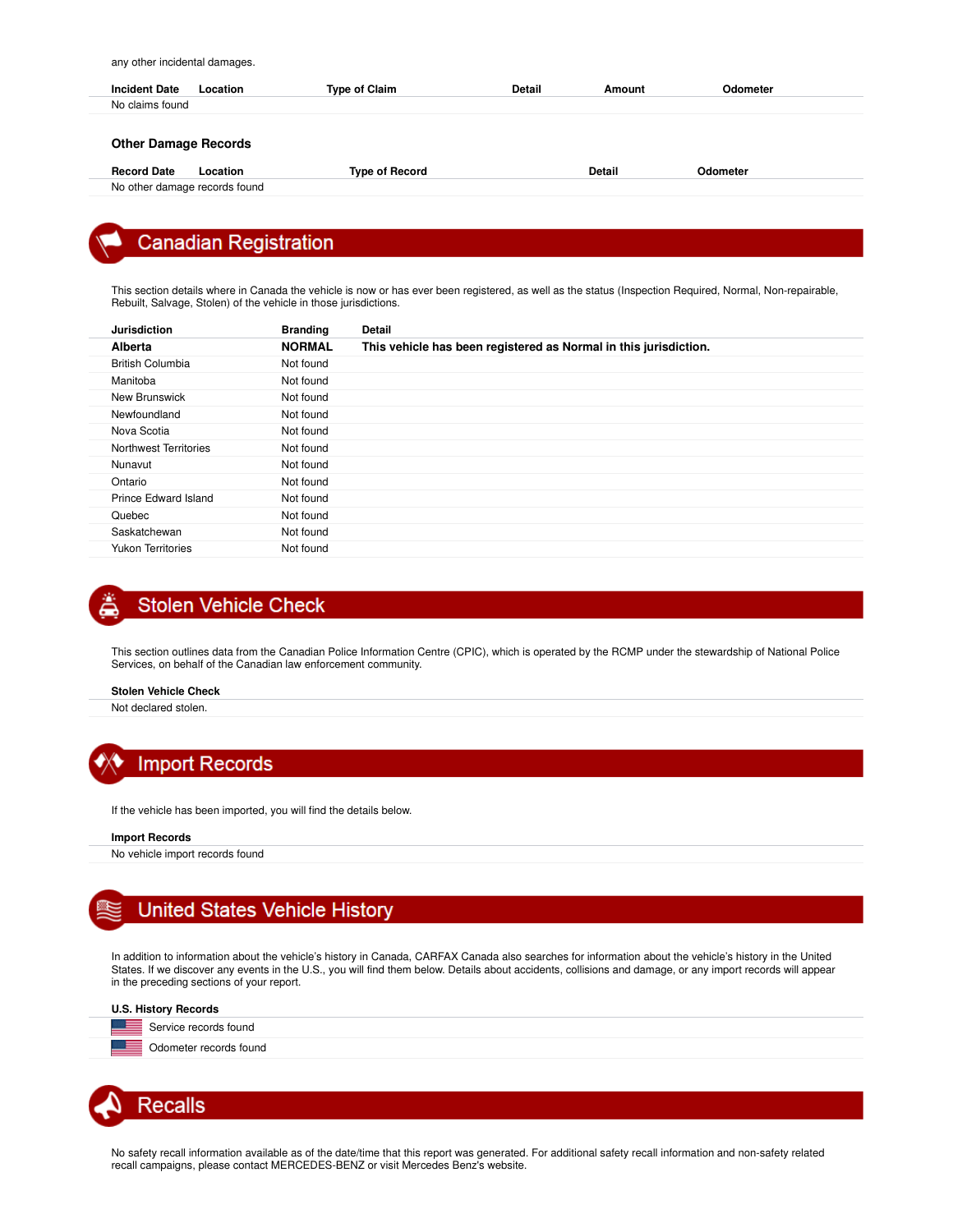any other incidental damages.

| Incident Date | Location | Type of Claim | Detail | Amount | Odometer |
|---|---|---|---|---|---|
| No claims found | | | | | |

### Other Damage Records

| Record Date | Location | Type of Record | Detail | Odometer |
|---|---|---|---|---|
| No other damage records found | | | | |

## Canadian Registration

This section details where in Canada the vehicle is now or has ever been registered, as well as the status (Inspection Required, Normal, Non-repairable, Rebuilt, Salvage, Stolen) of the vehicle in those jurisdictions.

| Jurisdiction | Branding | Detail |
|---|---|---|
| **Alberta** | **NORMAL** | **This vehicle has been registered as Normal in this jurisdiction.** |
| British Columbia | Not found | |
| Manitoba | Not found | |
| New Brunswick | Not found | |
| Newfoundland | Not found | |
| Nova Scotia | Not found | |
| Northwest Territories | Not found | |
| Nunavut | Not found | |
| Ontario | Not found | |
| Prince Edward Island | Not found | |
| Quebec | Not found | |
| Saskatchewan | Not found | |
| Yukon Territories | Not found | |

## Stolen Vehicle Check

This section outlines data from the Canadian Police Information Centre (CPIC), which is operated by the RCMP under the stewardship of National Police Services, on behalf of the Canadian law enforcement community.

| Stolen Vehicle Check |
|---|
| Not declared stolen. |

## Import Records

If the vehicle has been imported, you will find the details below.

| Import Records |
|---|
| No vehicle import records found |

## United States Vehicle History

In addition to information about the vehicle's history in Canada, CARFAX Canada also searches for information about the vehicle's history in the United States. If we discover any events in the U.S., you will find them below. Details about accidents, collisions and damage, or any import records will appear in the preceding sections of your report.

| U.S. History Records |
|---|
| Service records found |
| Odometer records found |

## Recalls

No safety recall information available as of the date/time that this report was generated. For additional safety recall information and non-safety related recall campaigns, please contact MERCEDES-BENZ or visit Mercedes Benz's website.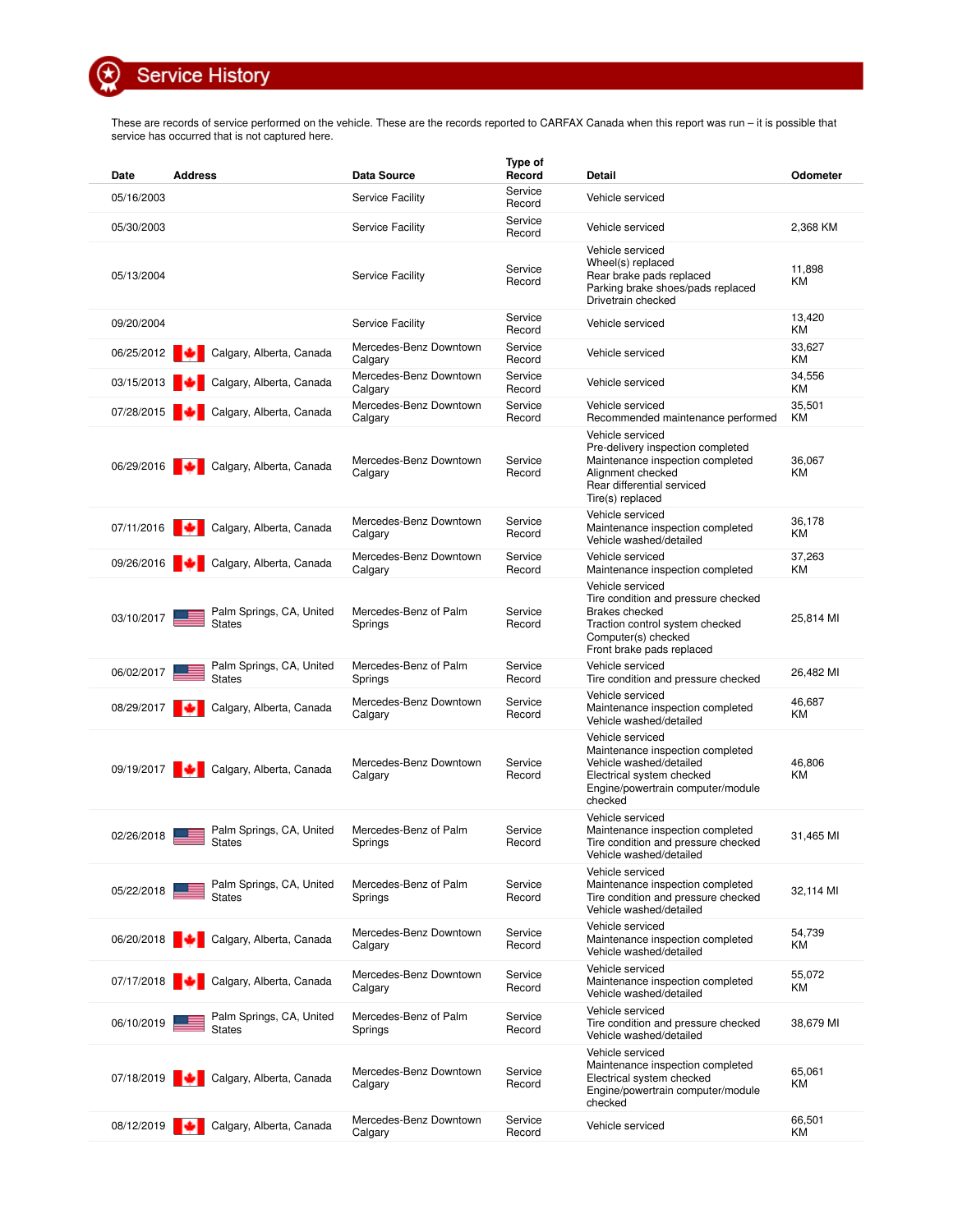# Service History

These are records of service performed on the vehicle. These are the records reported to CARFAX Canada when this report was run – it is possible that service has occurred that is not captured here.

| Date | Address | Data Source | Type of Record | Detail | Odometer |
| --- | --- | --- | --- | --- | --- |
| 05/16/2003 | | Service Facility | Service Record | Vehicle serviced | |
| 05/30/2003 | | Service Facility | Service Record | Vehicle serviced | 2,368 KM |
| 05/13/2004 | | Service Facility | Service Record | Vehicle serviced<br>Wheel(s) replaced<br>Rear brake pads replaced<br>Parking brake shoes/pads replaced<br>Drivetrain checked | 11,898 KM |
| 09/20/2004 | | Service Facility | Service Record | Vehicle serviced | 13,420 KM |
| 06/25/2012 | Calgary, Alberta, Canada | Mercedes-Benz Downtown Calgary | Service Record | Vehicle serviced | 33,627 KM |
| 03/15/2013 | Calgary, Alberta, Canada | Mercedes-Benz Downtown Calgary | Service Record | Vehicle serviced | 34,556 KM |
| 07/28/2015 | Calgary, Alberta, Canada | Mercedes-Benz Downtown Calgary | Service Record | Vehicle serviced<br>Recommended maintenance performed | 35,501 KM |
| 06/29/2016 | Calgary, Alberta, Canada | Mercedes-Benz Downtown Calgary | Service Record | Vehicle serviced<br>Pre-delivery inspection completed<br>Maintenance inspection completed<br>Alignment checked<br>Rear differential serviced<br>Tire(s) replaced | 36,067 KM |
| 07/11/2016 | Calgary, Alberta, Canada | Mercedes-Benz Downtown Calgary | Service Record | Vehicle serviced<br>Maintenance inspection completed<br>Vehicle washed/detailed | 36,178 KM |
| 09/26/2016 | Calgary, Alberta, Canada | Mercedes-Benz Downtown Calgary | Service Record | Vehicle serviced<br>Maintenance inspection completed | 37,263 KM |
| 03/10/2017 | Palm Springs, CA, United States | Mercedes-Benz of Palm Springs | Service Record | Vehicle serviced<br>Tire condition and pressure checked<br>Brakes checked<br>Traction control system checked<br>Computer(s) checked<br>Front brake pads replaced | 25,814 MI |
| 06/02/2017 | Palm Springs, CA, United States | Mercedes-Benz of Palm Springs | Service Record | Vehicle serviced<br>Tire condition and pressure checked | 26,482 MI |
| 08/29/2017 | Calgary, Alberta, Canada | Mercedes-Benz Downtown Calgary | Service Record | Vehicle serviced<br>Maintenance inspection completed<br>Vehicle washed/detailed | 46,687 KM |
| 09/19/2017 | Calgary, Alberta, Canada | Mercedes-Benz Downtown Calgary | Service Record | Vehicle serviced<br>Maintenance inspection completed<br>Vehicle washed/detailed<br>Electrical system checked<br>Engine/powertrain computer/module checked | 46,806 KM |
| 02/26/2018 | Palm Springs, CA, United States | Mercedes-Benz of Palm Springs | Service Record | Vehicle serviced<br>Maintenance inspection completed<br>Tire condition and pressure checked<br>Vehicle washed/detailed | 31,465 MI |
| 05/22/2018 | Palm Springs, CA, United States | Mercedes-Benz of Palm Springs | Service Record | Vehicle serviced<br>Maintenance inspection completed<br>Tire condition and pressure checked<br>Vehicle washed/detailed | 32,114 MI |
| 06/20/2018 | Calgary, Alberta, Canada | Mercedes-Benz Downtown Calgary | Service Record | Vehicle serviced<br>Maintenance inspection completed<br>Vehicle washed/detailed | 54,739 KM |
| 07/17/2018 | Calgary, Alberta, Canada | Mercedes-Benz Downtown Calgary | Service Record | Vehicle serviced<br>Maintenance inspection completed<br>Vehicle washed/detailed | 55,072 KM |
| 06/10/2019 | Palm Springs, CA, United States | Mercedes-Benz of Palm Springs | Service Record | Vehicle serviced<br>Tire condition and pressure checked<br>Vehicle washed/detailed | 38,679 MI |
| 07/18/2019 | Calgary, Alberta, Canada | Mercedes-Benz Downtown Calgary | Service Record | Vehicle serviced<br>Maintenance inspection completed<br>Electrical system checked<br>Engine/powertrain computer/module checked | 65,061 KM |
| 08/12/2019 | Calgary, Alberta, Canada | Mercedes-Benz Downtown Calgary | Service Record | Vehicle serviced | 66,501 KM |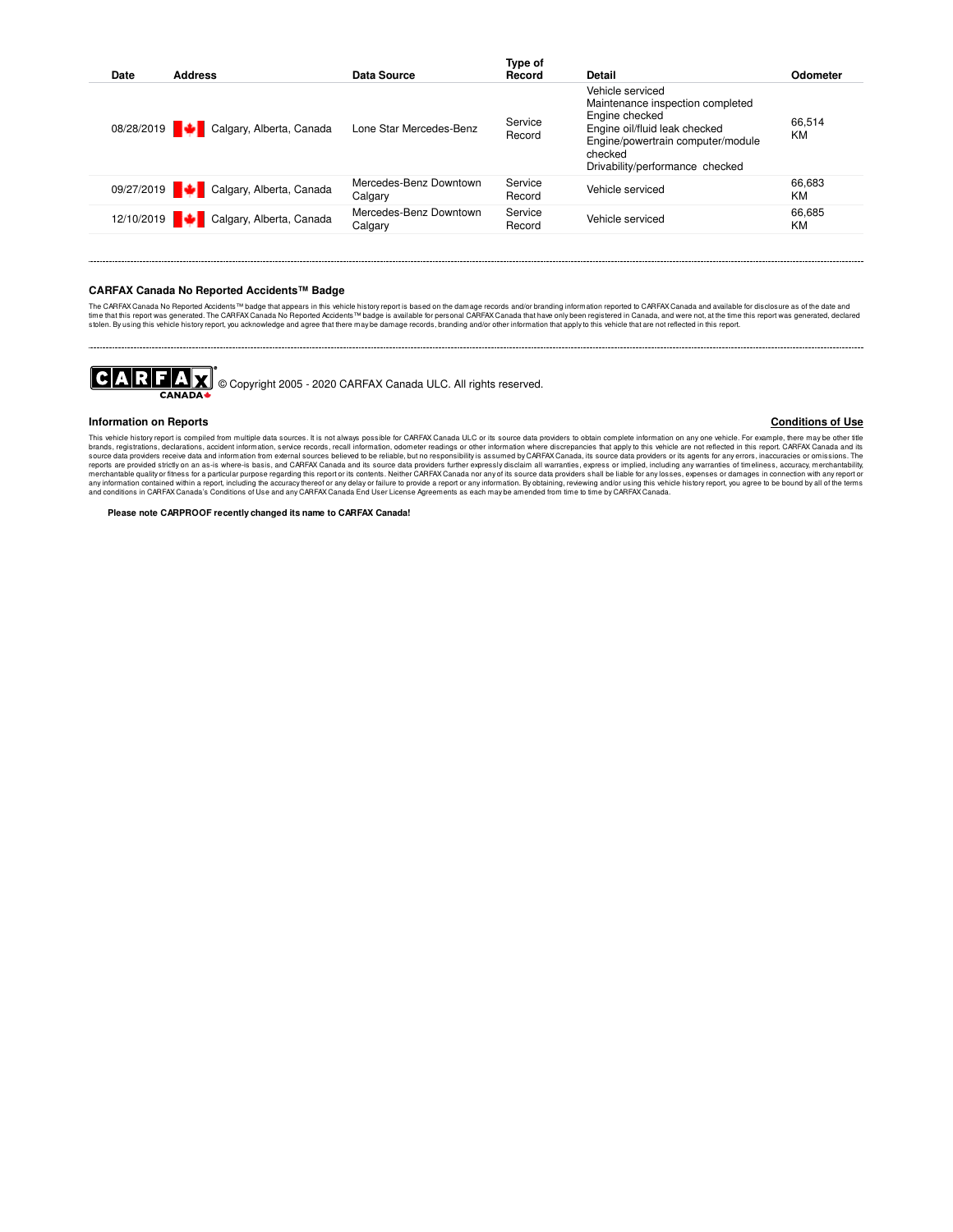| Date | Address | Data Source | Type of Record | Detail | Odometer |
| --- | --- | --- | --- | --- | --- |
| 08/28/2019 | Calgary, Alberta, Canada | Lone Star Mercedes-Benz | Service Record | Vehicle serviced<br>Maintenance inspection completed<br>Engine checked<br>Engine oil/fluid leak checked<br>Engine/powertrain computer/module checked<br>Drivability/performance checked | 66,514 KM |
| 09/27/2019 | Calgary, Alberta, Canada | Mercedes-Benz Downtown Calgary | Service Record | Vehicle serviced | 66,683 KM |
| 12/10/2019 | Calgary, Alberta, Canada | Mercedes-Benz Downtown Calgary | Service Record | Vehicle serviced | 66,685 KM |

### CARFAX Canada No Reported Accidents™ Badge

The CARFAX Canada No Reported Accidents™ badge that appears in this vehicle history report is based on the damage records and/or branding information reported to CARFAX Canada and available for disclosure as of the date and time that this report was generated. The CARFAX Canada No Reported Accidents™ badge is available for personal CARFAX Canada that have only been registered in Canada, and were not, at the time this report was generated, declared stolen. By using this vehicle history report, you acknowledge and agree that there may be damage records, branding and/or other information that apply to this vehicle that are not reflected in this report.

CARFAX CANADA © Copyright 2005 - 2020 CARFAX Canada ULC. All rights reserved.

### Information on Reports

**Conditions of Use**

This vehicle history report is compiled from multiple data sources. It is not always possible for CARFAX Canada ULC or its source data providers to obtain complete information on any one vehicle. For example, there may be other title brands, registrations, declarations, accident information, service records, recall information, odometer readings or other information where discrepancies that apply to this vehicle are not reflected in this report. CARFAX Canada and its source data providers receive data and information from external sources believed to be reliable, but no responsibility is assumed by CARFAX Canada, its source data providers or its agents for any errors, inaccuracies or omissions. The reports are provided strictly on an as-is where-is basis, and CARFAX Canada and its source data providers further expressly disclaim all warranties, express or implied, including any warranties of timeliness, accuracy, merchantability, merchantable quality or fitness for a particular purpose regarding this report or its contents. Neither CARFAX Canada nor any of its source data providers shall be liable for any losses, expenses or damages in connection with any report or any information contained within a report, including the accuracy thereof or any delay or failure to provide a report or any information. By obtaining, reviewing and/or using this vehicle history report, you agree to be bound by all of the terms and conditions in CARFAX Canada's Conditions of Use and any CARFAX Canada End User License Agreements as each may be amended from time to time by CARFAX Canada.

**Please note CARPROOF recently changed its name to CARFAX Canada!**